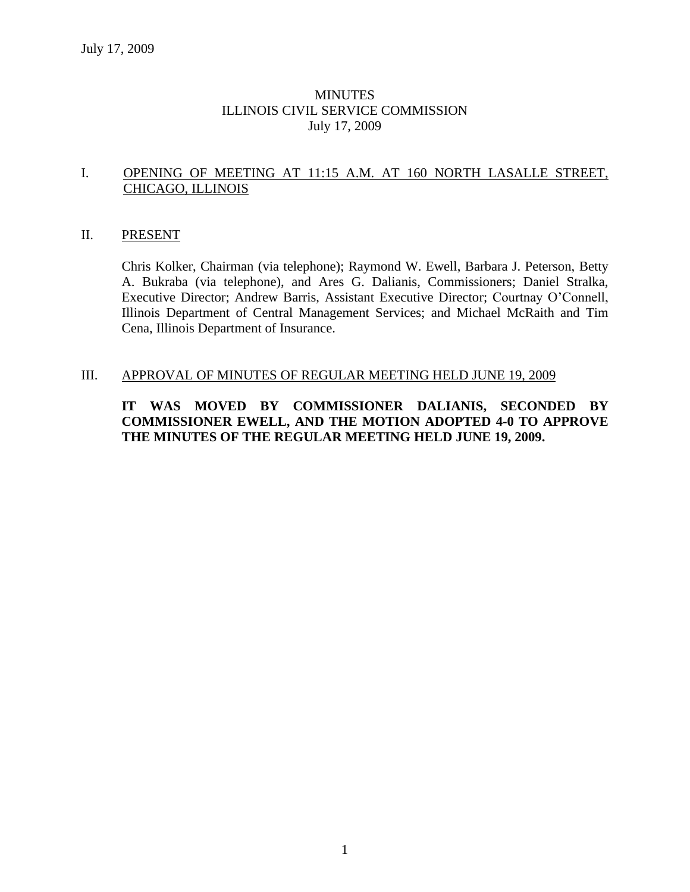July 17, 2009

# MINUTES
# ILLINOIS CIVIL SERVICE COMMISSION
# July 17, 2009

## I. OPENING OF MEETING AT 11:15 A.M. AT 160 NORTH LASALLE STREET, CHICAGO, ILLINOIS

## II. PRESENT

Chris Kolker, Chairman (via telephone); Raymond W. Ewell, Barbara J. Peterson, Betty A. Bukraba (via telephone), and Ares G. Dalianis, Commissioners; Daniel Stralka, Executive Director; Andrew Barris, Assistant Executive Director; Courtnay O'Connell, Illinois Department of Central Management Services; and Michael McRaith and Tim Cena, Illinois Department of Insurance.

## III. APPROVAL OF MINUTES OF REGULAR MEETING HELD JUNE 19, 2009

**IT WAS MOVED BY COMMISSIONER DALIANIS, SECONDED BY COMMISSIONER EWELL, AND THE MOTION ADOPTED 4-0 TO APPROVE THE MINUTES OF THE REGULAR MEETING HELD JUNE 19, 2009.**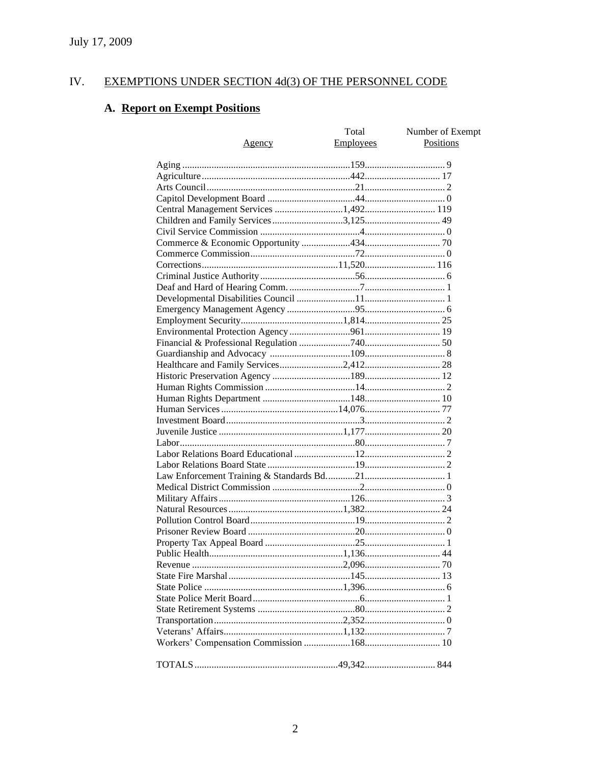July 17, 2009

## IV. EXEMPTIONS UNDER SECTION 4d(3) OF THE PERSONNEL CODE

### A. Report on Exempt Positions

| Agency | Total Employees | Number of Exempt Positions |
|---|---|---|
| Aging | 159 | 9 |
| Agriculture | 442 | 17 |
| Arts Council | 21 | 2 |
| Capitol Development Board | 44 | 0 |
| Central Management Services | 1,492 | 119 |
| Children and Family Services | 3,125 | 49 |
| Civil Service Commission | 4 | 0 |
| Commerce & Economic Opportunity | 434 | 70 |
| Commerce Commission | 72 | 0 |
| Corrections | 11,520 | 116 |
| Criminal Justice Authority | 56 | 6 |
| Deaf and Hard of Hearing Comm. | 7 | 1 |
| Developmental Disabilities Council | 11 | 1 |
| Emergency Management Agency | 95 | 6 |
| Employment Security | 1,814 | 25 |
| Environmental Protection Agency | 961 | 19 |
| Financial & Professional Regulation | 740 | 50 |
| Guardianship and Advocacy | 109 | 8 |
| Healthcare and Family Services | 2,412 | 28 |
| Historic Preservation Agency | 189 | 12 |
| Human Rights Commission | 14 | 2 |
| Human Rights Department | 148 | 10 |
| Human Services | 14,076 | 77 |
| Investment Board | 3 | 2 |
| Juvenile Justice | 1,177 | 20 |
| Labor | 80 | 7 |
| Labor Relations Board Educational | 12 | 2 |
| Labor Relations Board State | 19 | 2 |
| Law Enforcement Training & Standards Bd. | 21 | 1 |
| Medical District Commission | 2 | 0 |
| Military Affairs | 126 | 3 |
| Natural Resources | 1,382 | 24 |
| Pollution Control Board | 19 | 2 |
| Prisoner Review Board | 20 | 0 |
| Property Tax Appeal Board | 25 | 1 |
| Public Health | 1,136 | 44 |
| Revenue | 2,096 | 70 |
| State Fire Marshal | 145 | 13 |
| State Police | 1,396 | 6 |
| State Police Merit Board | 6 | 1 |
| State Retirement Systems | 80 | 2 |
| Transportation | 2,352 | 0 |
| Veterans' Affairs | 1,132 | 7 |
| Workers' Compensation Commission | 168 | 10 |
| TOTALS | 49,342 | 844 |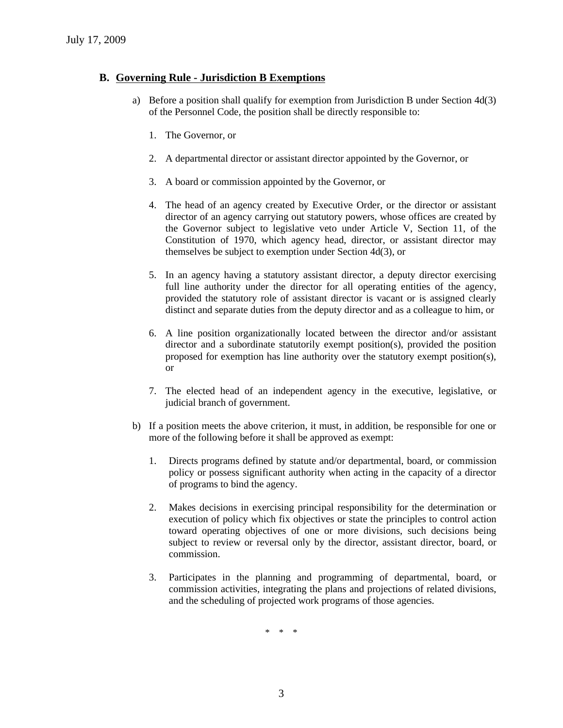### B. Governing Rule - Jurisdiction B Exemptions

a) Before a position shall qualify for exemption from Jurisdiction B under Section 4d(3) of the Personnel Code, the position shall be directly responsible to:

1. The Governor, or

2. A departmental director or assistant director appointed by the Governor, or

3. A board or commission appointed by the Governor, or

4. The head of an agency created by Executive Order, or the director or assistant director of an agency carrying out statutory powers, whose offices are created by the Governor subject to legislative veto under Article V, Section 11, of the Constitution of 1970, which agency head, director, or assistant director may themselves be subject to exemption under Section 4d(3), or

5. In an agency having a statutory assistant director, a deputy director exercising full line authority under the director for all operating entities of the agency, provided the statutory role of assistant director is vacant or is assigned clearly distinct and separate duties from the deputy director and as a colleague to him, or

6. A line position organizationally located between the director and/or assistant director and a subordinate statutorily exempt position(s), provided the position proposed for exemption has line authority over the statutory exempt position(s), or

7. The elected head of an independent agency in the executive, legislative, or judicial branch of government.

b) If a position meets the above criterion, it must, in addition, be responsible for one or more of the following before it shall be approved as exempt:

1. Directs programs defined by statute and/or departmental, board, or commission policy or possess significant authority when acting in the capacity of a director of programs to bind the agency.

2. Makes decisions in exercising principal responsibility for the determination or execution of policy which fix objectives or state the principles to control action toward operating objectives of one or more divisions, such decisions being subject to review or reversal only by the director, assistant director, board, or commission.

3. Participates in the planning and programming of departmental, board, or commission activities, integrating the plans and projections of related divisions, and the scheduling of projected work programs of those agencies.

\* \* \*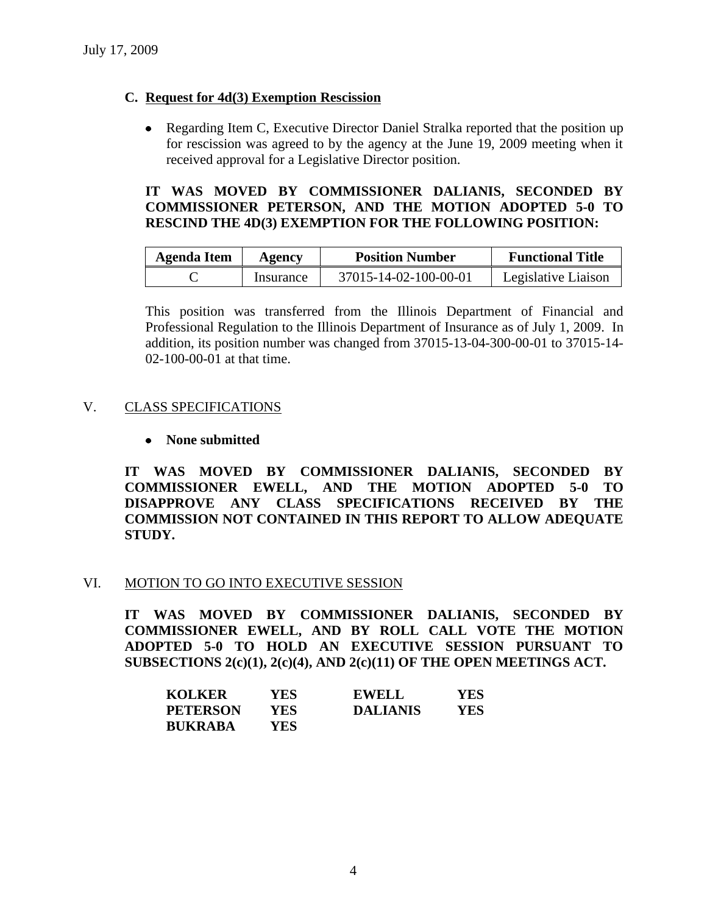July 17, 2009

### C. Request for 4d(3) Exemption Rescission

- Regarding Item C, Executive Director Daniel Stralka reported that the position up for rescission was agreed to by the agency at the June 19, 2009 meeting when it received approval for a Legislative Director position.

**IT WAS MOVED BY COMMISSIONER DALIANIS, SECONDED BY COMMISSIONER PETERSON, AND THE MOTION ADOPTED 5-0 TO RESCIND THE 4D(3) EXEMPTION FOR THE FOLLOWING POSITION:**

| Agenda Item | Agency | Position Number | Functional Title |
|---|---|---|---|
| C | Insurance | 37015-14-02-100-00-01 | Legislative Liaison |

This position was transferred from the Illinois Department of Financial and Professional Regulation to the Illinois Department of Insurance as of July 1, 2009. In addition, its position number was changed from 37015-13-04-300-00-01 to 37015-14-02-100-00-01 at that time.

## V. CLASS SPECIFICATIONS

- **None submitted**

**IT WAS MOVED BY COMMISSIONER DALIANIS, SECONDED BY COMMISSIONER EWELL, AND THE MOTION ADOPTED 5-0 TO DISAPPROVE ANY CLASS SPECIFICATIONS RECEIVED BY THE COMMISSION NOT CONTAINED IN THIS REPORT TO ALLOW ADEQUATE STUDY.**

## VI. MOTION TO GO INTO EXECUTIVE SESSION

**IT WAS MOVED BY COMMISSIONER DALIANIS, SECONDED BY COMMISSIONER EWELL, AND BY ROLL CALL VOTE THE MOTION ADOPTED 5-0 TO HOLD AN EXECUTIVE SESSION PURSUANT TO SUBSECTIONS 2(c)(1), 2(c)(4), AND 2(c)(11) OF THE OPEN MEETINGS ACT.**

| | | | |
|---|---|---|---|
| **KOLKER** | **YES** | **EWELL** | **YES** |
| **PETERSON** | **YES** | **DALIANIS** | **YES** |
| **BUKRABA** | **YES** | | |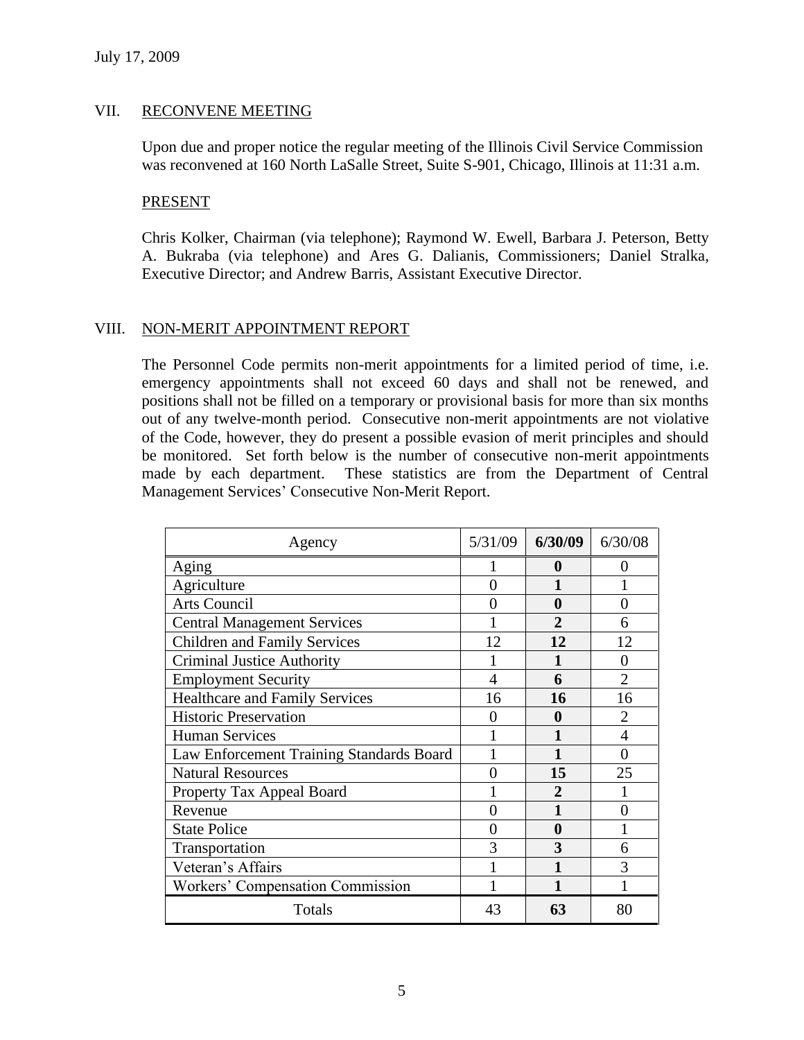July 17, 2009

## VII. RECONVENE MEETING

Upon due and proper notice the regular meeting of the Illinois Civil Service Commission was reconvened at 160 North LaSalle Street, Suite S-901, Chicago, Illinois at 11:31 a.m.

PRESENT

Chris Kolker, Chairman (via telephone); Raymond W. Ewell, Barbara J. Peterson, Betty A. Bukraba (via telephone) and Ares G. Dalianis, Commissioners; Daniel Stralka, Executive Director; and Andrew Barris, Assistant Executive Director.

## VIII. NON-MERIT APPOINTMENT REPORT

The Personnel Code permits non-merit appointments for a limited period of time, i.e. emergency appointments shall not exceed 60 days and shall not be renewed, and positions shall not be filled on a temporary or provisional basis for more than six months out of any twelve-month period. Consecutive non-merit appointments are not violative of the Code, however, they do present a possible evasion of merit principles and should be monitored. Set forth below is the number of consecutive non-merit appointments made by each department. These statistics are from the Department of Central Management Services' Consecutive Non-Merit Report.

| Agency | 5/31/09 | **6/30/09** | 6/30/08 |
|---|---|---|---|
| Aging | 1 | **0** | 0 |
| Agriculture | 0 | **1** | 1 |
| Arts Council | 0 | **0** | 0 |
| Central Management Services | 1 | **2** | 6 |
| Children and Family Services | 12 | **12** | 12 |
| Criminal Justice Authority | 1 | **1** | 0 |
| Employment Security | 4 | **6** | 2 |
| Healthcare and Family Services | 16 | **16** | 16 |
| Historic Preservation | 0 | **0** | 2 |
| Human Services | 1 | **1** | 4 |
| Law Enforcement Training Standards Board | 1 | **1** | 0 |
| Natural Resources | 0 | **15** | 25 |
| Property Tax Appeal Board | 1 | **2** | 1 |
| Revenue | 0 | **1** | 0 |
| State Police | 0 | **0** | 1 |
| Transportation | 3 | **3** | 6 |
| Veteran's Affairs | 1 | **1** | 3 |
| Workers' Compensation Commission | 1 | **1** | 1 |
| Totals | 43 | **63** | 80 |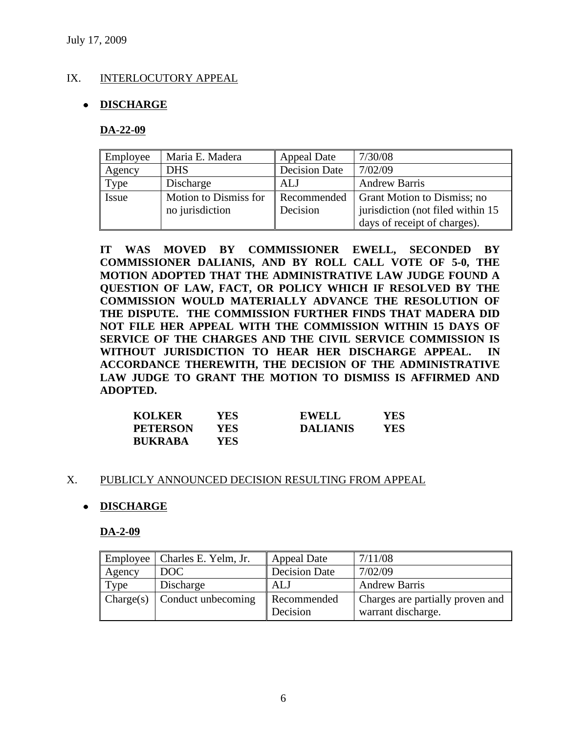July 17, 2009

## IX. INTERLOCUTORY APPEAL

- **DISCHARGE**

**DA-22-09**

| Employee | Maria E. Madera | Appeal Date | 7/30/08 |
|---|---|---|---|
| Agency | DHS | Decision Date | 7/02/09 |
| Type | Discharge | ALJ | Andrew Barris |
| Issue | Motion to Dismiss for no jurisdiction | Recommended Decision | Grant Motion to Dismiss; no jurisdiction (not filed within 15 days of receipt of charges). |

**IT WAS MOVED BY COMMISSIONER EWELL, SECONDED BY COMMISSIONER DALIANIS, AND BY ROLL CALL VOTE OF 5-0, THE MOTION ADOPTED THAT THE ADMINISTRATIVE LAW JUDGE FOUND A QUESTION OF LAW, FACT, OR POLICY WHICH IF RESOLVED BY THE COMMISSION WOULD MATERIALLY ADVANCE THE RESOLUTION OF THE DISPUTE. THE COMMISSION FURTHER FINDS THAT MADERA DID NOT FILE HER APPEAL WITH THE COMMISSION WITHIN 15 DAYS OF SERVICE OF THE CHARGES AND THE CIVIL SERVICE COMMISSION IS WITHOUT JURISDICTION TO HEAR HER DISCHARGE APPEAL. IN ACCORDANCE THEREWITH, THE DECISION OF THE ADMINISTRATIVE LAW JUDGE TO GRANT THE MOTION TO DISMISS IS AFFIRMED AND ADOPTED.**

| | | | |
|---|---|---|---|
| **KOLKER** | **YES** | **EWELL** | **YES** |
| **PETERSON** | **YES** | **DALIANIS** | **YES** |
| **BUKRABA** | **YES** | | |

## X. PUBLICLY ANNOUNCED DECISION RESULTING FROM APPEAL

- **DISCHARGE**

**DA-2-09**

| Employee | Charles E. Yelm, Jr. | Appeal Date | 7/11/08 |
|---|---|---|---|
| Agency | DOC | Decision Date | 7/02/09 |
| Type | Discharge | ALJ | Andrew Barris |
| Charge(s) | Conduct unbecoming | Recommended Decision | Charges are partially proven and warrant discharge. |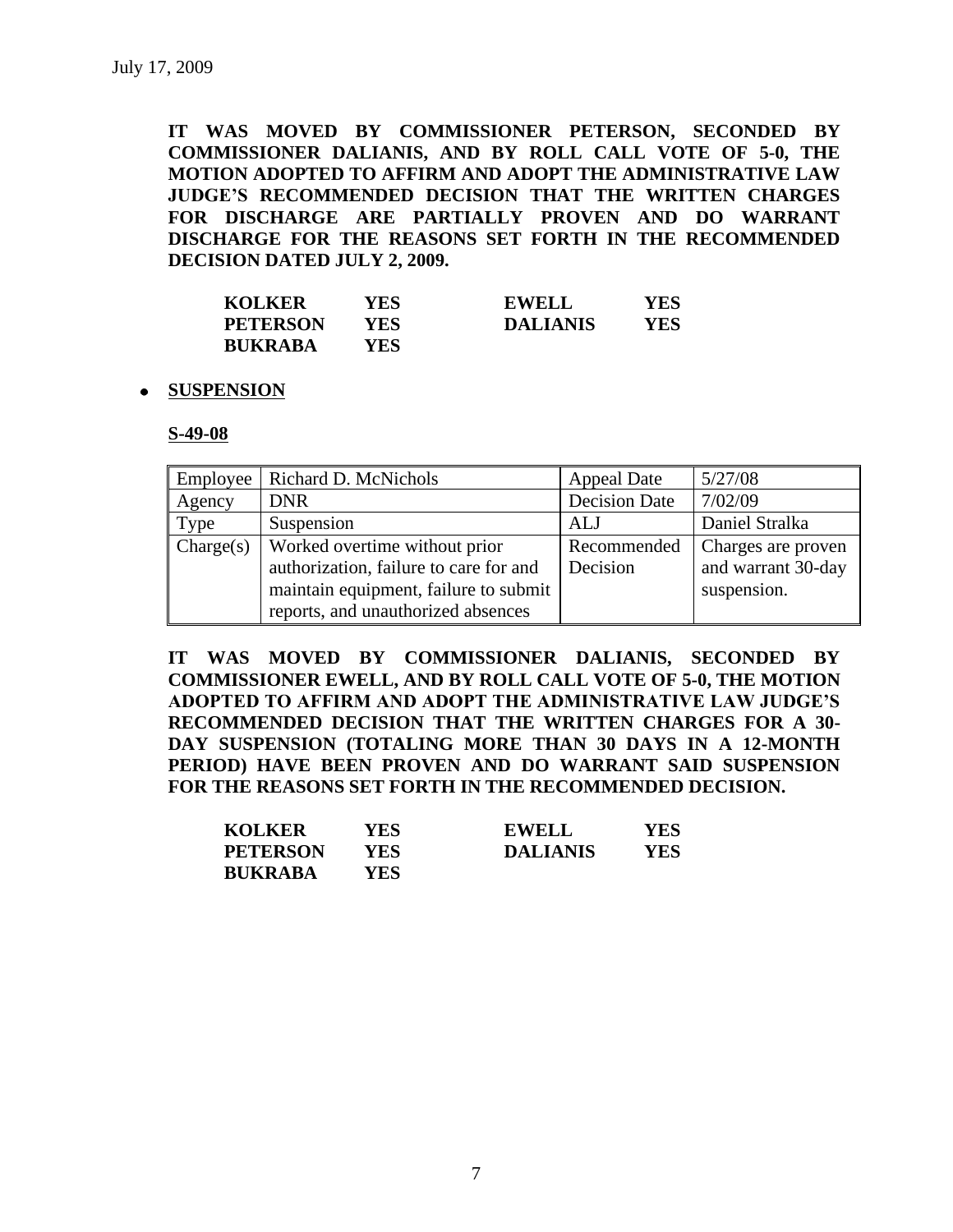**IT WAS MOVED BY COMMISSIONER PETERSON, SECONDED BY COMMISSIONER DALIANIS, AND BY ROLL CALL VOTE OF 5-0, THE MOTION ADOPTED TO AFFIRM AND ADOPT THE ADMINISTRATIVE LAW JUDGE'S RECOMMENDED DECISION THAT THE WRITTEN CHARGES FOR DISCHARGE ARE PARTIALLY PROVEN AND DO WARRANT DISCHARGE FOR THE REASONS SET FORTH IN THE RECOMMENDED DECISION DATED JULY 2, 2009.**

| | | | |
|---|---|---|---|
| **KOLKER** | **YES** | **EWELL** | **YES** |
| **PETERSON** | **YES** | **DALIANIS** | **YES** |
| **BUKRABA** | **YES** | | |

- **SUSPENSION**

**S-49-08**

| Employee | Richard D. McNichols | Appeal Date | 5/27/08 |
|---|---|---|---|
| Agency | DNR | Decision Date | 7/02/09 |
| Type | Suspension | ALJ | Daniel Stralka |
| Charge(s) | Worked overtime without prior authorization, failure to care for and maintain equipment, failure to submit reports, and unauthorized absences | Recommended Decision | Charges are proven and warrant 30-day suspension. |

**IT WAS MOVED BY COMMISSIONER DALIANIS, SECONDED BY COMMISSIONER EWELL, AND BY ROLL CALL VOTE OF 5-0, THE MOTION ADOPTED TO AFFIRM AND ADOPT THE ADMINISTRATIVE LAW JUDGE'S RECOMMENDED DECISION THAT THE WRITTEN CHARGES FOR A 30-DAY SUSPENSION (TOTALING MORE THAN 30 DAYS IN A 12-MONTH PERIOD) HAVE BEEN PROVEN AND DO WARRANT SAID SUSPENSION FOR THE REASONS SET FORTH IN THE RECOMMENDED DECISION.**

| | | | |
|---|---|---|---|
| **KOLKER** | **YES** | **EWELL** | **YES** |
| **PETERSON** | **YES** | **DALIANIS** | **YES** |
| **BUKRABA** | **YES** | | |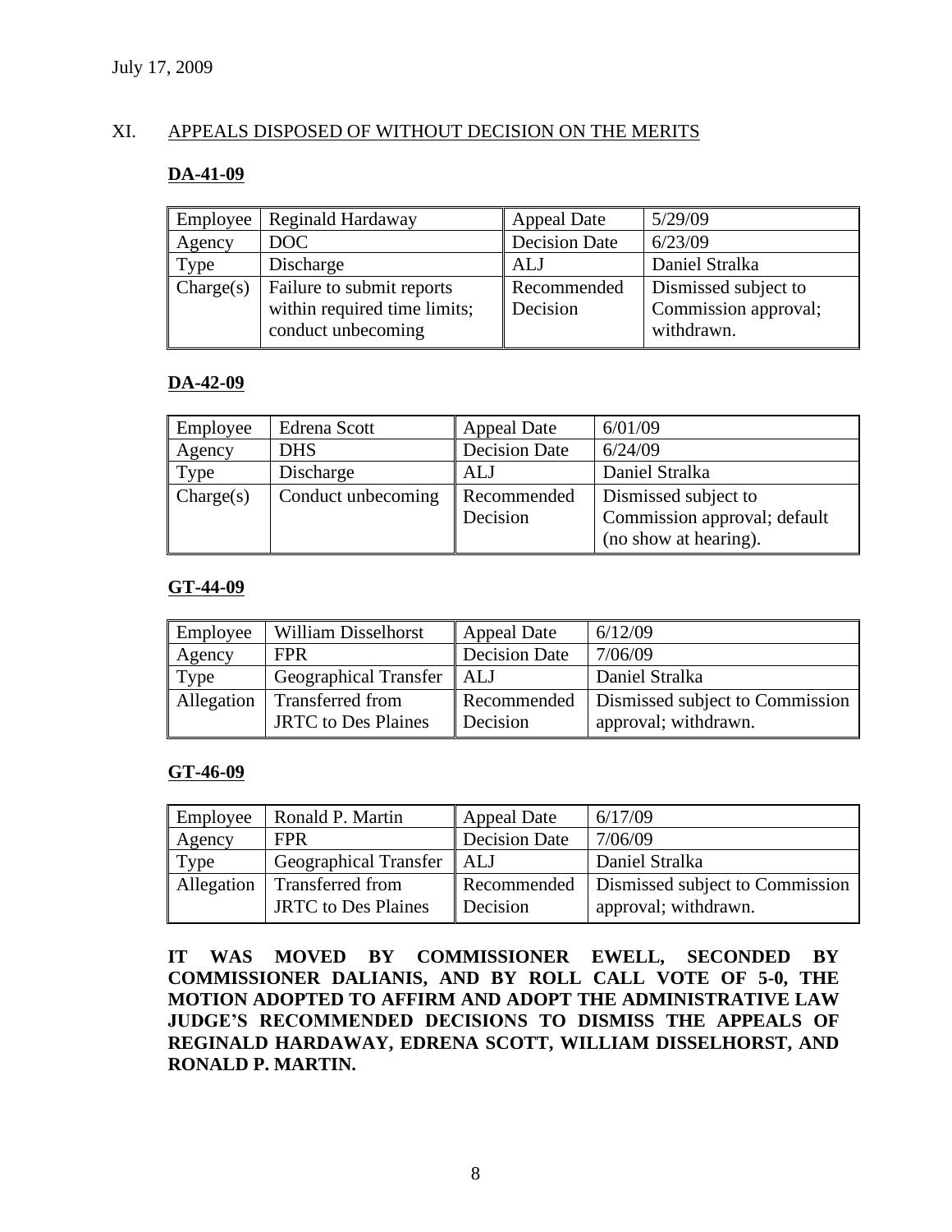## XI. APPEALS DISPOSED OF WITHOUT DECISION ON THE MERITS

### DA-41-09

| Employee | Reginald Hardaway | Appeal Date | 5/29/09 |
|---|---|---|---|
| Agency | DOC | Decision Date | 6/23/09 |
| Type | Discharge | ALJ | Daniel Stralka |
| Charge(s) | Failure to submit reports within required time limits; conduct unbecoming | Recommended Decision | Dismissed subject to Commission approval; withdrawn. |

### DA-42-09

| Employee | Edrena Scott | Appeal Date | 6/01/09 |
|---|---|---|---|
| Agency | DHS | Decision Date | 6/24/09 |
| Type | Discharge | ALJ | Daniel Stralka |
| Charge(s) | Conduct unbecoming | Recommended Decision | Dismissed subject to Commission approval; default (no show at hearing). |

### GT-44-09

| Employee | William Disselhorst | Appeal Date | 6/12/09 |
|---|---|---|---|
| Agency | FPR | Decision Date | 7/06/09 |
| Type | Geographical Transfer | ALJ | Daniel Stralka |
| Allegation | Transferred from JRTC to Des Plaines | Recommended Decision | Dismissed subject to Commission approval; withdrawn. |

### GT-46-09

| Employee | Ronald P. Martin | Appeal Date | 6/17/09 |
|---|---|---|---|
| Agency | FPR | Decision Date | 7/06/09 |
| Type | Geographical Transfer | ALJ | Daniel Stralka |
| Allegation | Transferred from JRTC to Des Plaines | Recommended Decision | Dismissed subject to Commission approval; withdrawn. |

**IT WAS MOVED BY COMMISSIONER EWELL, SECONDED BY COMMISSIONER DALIANIS, AND BY ROLL CALL VOTE OF 5-0, THE MOTION ADOPTED TO AFFIRM AND ADOPT THE ADMINISTRATIVE LAW JUDGE'S RECOMMENDED DECISIONS TO DISMISS THE APPEALS OF REGINALD HARDAWAY, EDRENA SCOTT, WILLIAM DISSELHORST, AND RONALD P. MARTIN.**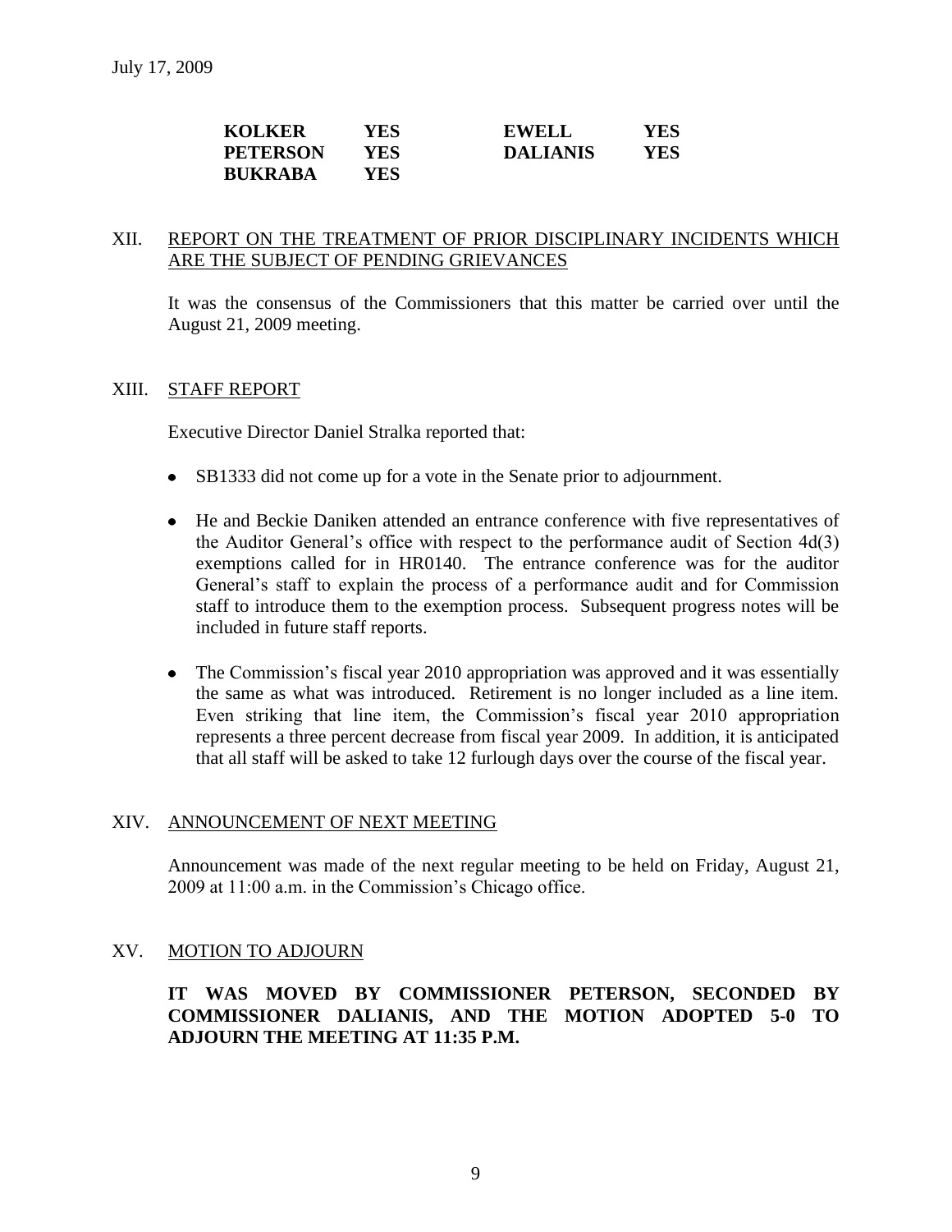| | | | |
|---|---|---|---|
| **KOLKER** | **YES** | **EWELL** | **YES** |
| **PETERSON** | **YES** | **DALIANIS** | **YES** |
| **BUKRABA** | **YES** | | |

## XII. REPORT ON THE TREATMENT OF PRIOR DISCIPLINARY INCIDENTS WHICH ARE THE SUBJECT OF PENDING GRIEVANCES

It was the consensus of the Commissioners that this matter be carried over until the August 21, 2009 meeting.

## XIII. STAFF REPORT

Executive Director Daniel Stralka reported that:

- SB1333 did not come up for a vote in the Senate prior to adjournment.
- He and Beckie Daniken attended an entrance conference with five representatives of the Auditor General's office with respect to the performance audit of Section 4d(3) exemptions called for in HR0140. The entrance conference was for the auditor General's staff to explain the process of a performance audit and for Commission staff to introduce them to the exemption process. Subsequent progress notes will be included in future staff reports.
- The Commission's fiscal year 2010 appropriation was approved and it was essentially the same as what was introduced. Retirement is no longer included as a line item. Even striking that line item, the Commission's fiscal year 2010 appropriation represents a three percent decrease from fiscal year 2009. In addition, it is anticipated that all staff will be asked to take 12 furlough days over the course of the fiscal year.

## XIV. ANNOUNCEMENT OF NEXT MEETING

Announcement was made of the next regular meeting to be held on Friday, August 21, 2009 at 11:00 a.m. in the Commission's Chicago office.

## XV. MOTION TO ADJOURN

**IT WAS MOVED BY COMMISSIONER PETERSON, SECONDED BY COMMISSIONER DALIANIS, AND THE MOTION ADOPTED 5-0 TO ADJOURN THE MEETING AT 11:35 P.M.**